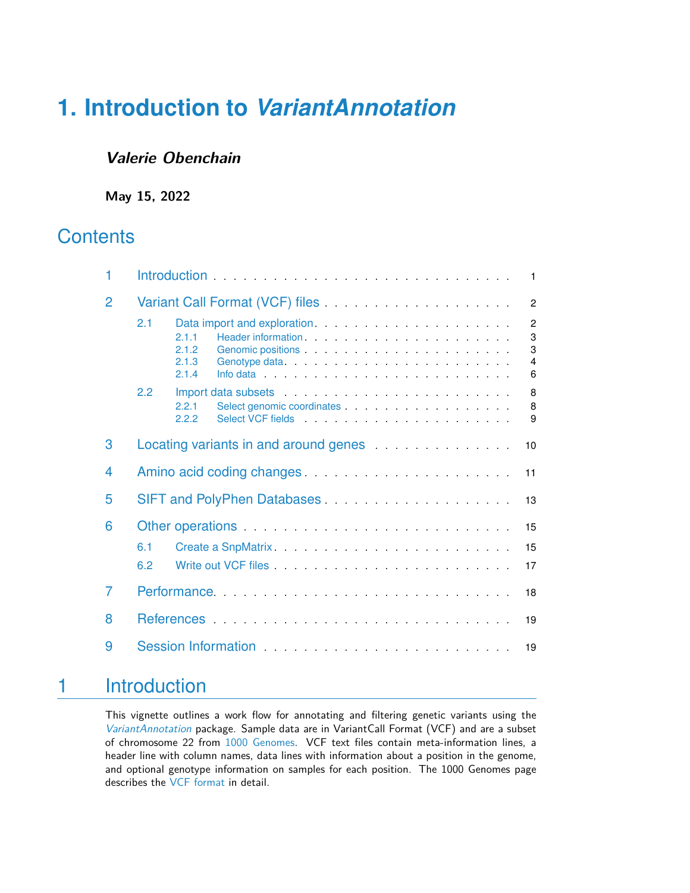# 1. Introduction to *VariantAnnotation*

***Valerie Obenchain***

**May 15, 2022**

## Contents

1 Introduction . . . . . . . . . . . . . . . . . . . . . . . . . . . . . 1

2 Variant Call Format (VCF) files . . . . . . . . . . . . . . . . . . 2

- 2.1 Data import and exploration . . . . . . . . . . . . . . . . . . . 2
  - 2.1.1 Header information . . . . . . . . . . . . . . . . . . . 3
  - 2.1.2 Genomic positions . . . . . . . . . . . . . . . . . . . 3
  - 2.1.3 Genotype data . . . . . . . . . . . . . . . . . . . . . 4
  - 2.1.4 Info data . . . . . . . . . . . . . . . . . . . . . . . . 6
- 2.2 Import data subsets . . . . . . . . . . . . . . . . . . . . . . 8
  - 2.2.1 Select genomic coordinates . . . . . . . . . . . . . . . 8
  - 2.2.2 Select VCF fields . . . . . . . . . . . . . . . . . . . 9

3 Locating variants in and around genes . . . . . . . . . . . . . . 10

4 Amino acid coding changes . . . . . . . . . . . . . . . . . . . . 11

5 SIFT and PolyPhen Databases . . . . . . . . . . . . . . . . . . . 13

6 Other operations . . . . . . . . . . . . . . . . . . . . . . . . . . 15

- 6.1 Create a SnpMatrix . . . . . . . . . . . . . . . . . . . . . . 15
- 6.2 Write out VCF files . . . . . . . . . . . . . . . . . . . . . . 17

7 Performance . . . . . . . . . . . . . . . . . . . . . . . . . . . . 18

8 References . . . . . . . . . . . . . . . . . . . . . . . . . . . . . 19

9 Session Information . . . . . . . . . . . . . . . . . . . . . . . . 19

## 1 Introduction

This vignette outlines a work flow for annotating and filtering genetic variants using the *VariantAnnotation* package. Sample data are in VariantCall Format (VCF) and are a subset of chromosome 22 from 1000 Genomes. VCF text files contain meta-information lines, a header line with column names, data lines with information about a position in the genome, and optional genotype information on samples for each position. The 1000 Genomes page describes the VCF format in detail.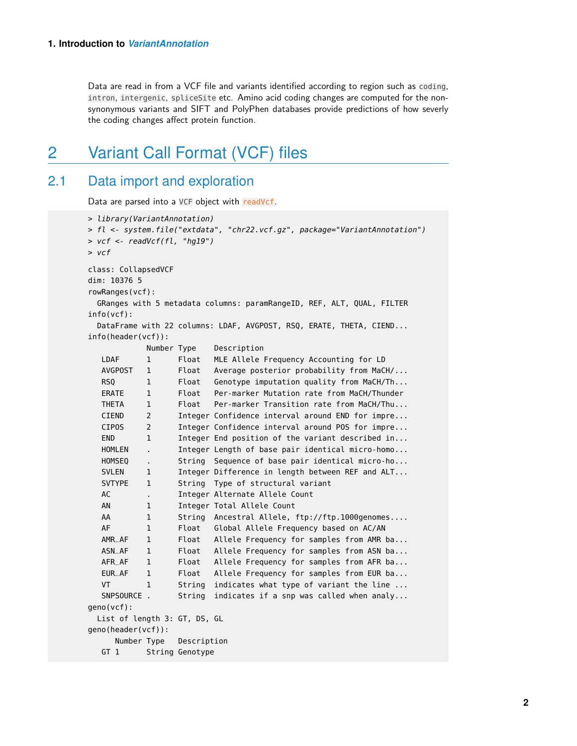Data are read in from a VCF file and variants identified according to region such as `coding`, `intron`, `intergenic`, `spliceSite` etc. Amino acid coding changes are computed for the non-synonymous variants and SIFT and PolyPhen databases provide predictions of how severly the coding changes affect protein function.

# 2 Variant Call Format (VCF) files

## 2.1 Data import and exploration

Data are parsed into a `VCF` object with `readVcf`.

```
> library(VariantAnnotation)
> fl <- system.file("extdata", "chr22.vcf.gz", package="VariantAnnotation")
> vcf <- readVcf(fl, "hg19")
> vcf

class: CollapsedVCF
dim: 10376 5
rowRanges(vcf):
  GRanges with 5 metadata columns: paramRangeID, REF, ALT, QUAL, FILTER
info(vcf):
  DataFrame with 22 columns: LDAF, AVGPOST, RSQ, ERATE, THETA, CIEND...
info(header(vcf)):
             Number Type    Description
   LDAF      1      Float   MLE Allele Frequency Accounting for LD
   AVGPOST   1      Float   Average posterior probability from MaCH/...
   RSQ       1      Float   Genotype imputation quality from MaCH/Th...
   ERATE     1      Float   Per-marker Mutation rate from MaCH/Thunder
   THETA     1      Float   Per-marker Transition rate from MaCH/Thu...
   CIEND     2      Integer Confidence interval around END for impre...
   CIPOS     2      Integer Confidence interval around POS for impre...
   END       1      Integer End position of the variant described in...
   HOMLEN    .      Integer Length of base pair identical micro-homo...
   HOMSEQ    .      String  Sequence of base pair identical micro-ho...
   SVLEN     1      Integer Difference in length between REF and ALT...
   SVTYPE    1      String  Type of structural variant
   AC        .      Integer Alternate Allele Count
   AN        1      Integer Total Allele Count
   AA        1      String  Ancestral Allele, ftp://ftp.1000genomes....
   AF        1      Float   Global Allele Frequency based on AC/AN
   AMR_AF    1      Float   Allele Frequency for samples from AMR ba...
   ASN_AF    1      Float   Allele Frequency for samples from ASN ba...
   AFR_AF    1      Float   Allele Frequency for samples from AFR ba...
   EUR_AF    1      Float   Allele Frequency for samples from EUR ba...
   VT        1      String  indicates what type of variant the line ...
   SNPSOURCE .      String  indicates if a snp was called when analy...
geno(vcf):
  List of length 3: GT, DS, GL
geno(header(vcf)):
      Number Type   Description
   GT 1      String Genotype
```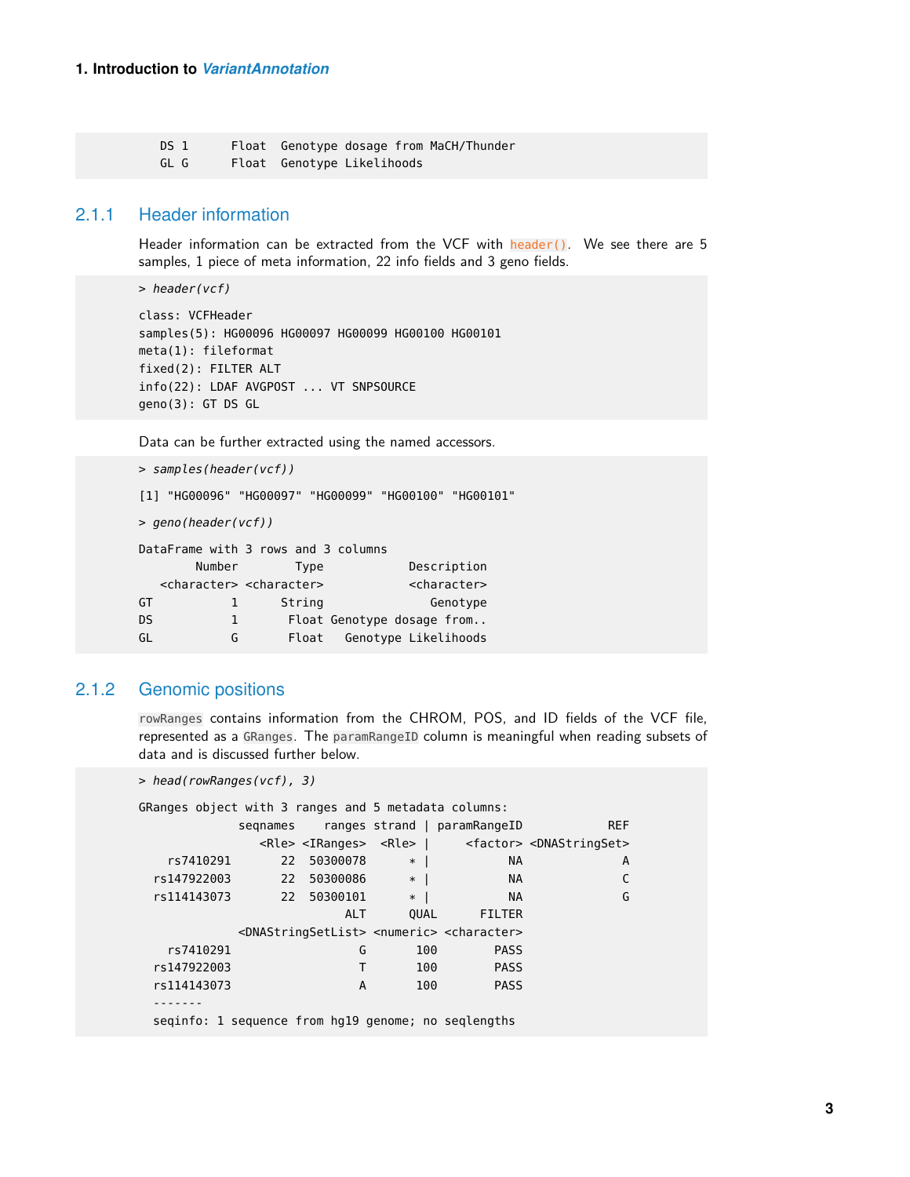```
    DS 1      Float  Genotype dosage from MaCH/Thunder
    GL G      Float  Genotype Likelihoods
```

### 2.1.1 Header information

Header information can be extracted from the VCF with `header()`. We see there are 5 samples, 1 piece of meta information, 22 info fields and 3 geno fields.

```
> header(vcf)

class: VCFHeader
samples(5): HG00096 HG00097 HG00099 HG00100 HG00101
meta(1): fileformat
fixed(2): FILTER ALT
info(22): LDAF AVGPOST ... VT SNPSOURCE
geno(3): GT DS GL
```

Data can be further extracted using the named accessors.

```
> samples(header(vcf))

[1] "HG00096" "HG00097" "HG00099" "HG00100" "HG00101"

> geno(header(vcf))

DataFrame with 3 rows and 3 columns
        Number        Type            Description
   <character> <character>            <character>
GT           1      String               Genotype
DS           1       Float Genotype dosage from..
GL           G       Float   Genotype Likelihoods
```

### 2.1.2 Genomic positions

`rowRanges` contains information from the CHROM, POS, and ID fields of the VCF file, represented as a `GRanges`. The `paramRangeID` column is meaningful when reading subsets of data and is discussed further below.

```
> head(rowRanges(vcf), 3)

GRanges object with 3 ranges and 5 metadata columns:
              seqnames    ranges strand | paramRangeID            REF
                 <Rle> <IRanges>  <Rle> |     <factor> <DNAStringSet>
    rs7410291       22  50300078      * |           NA              A
  rs147922003       22  50300086      * |           NA              C
  rs114143073       22  50300101      * |           NA              G
                            ALT      QUAL      FILTER
             <DNAStringSetList> <numeric> <character>
    rs7410291                 G       100        PASS
  rs147922003                 T       100        PASS
  rs114143073                 A       100        PASS
  -------
  seqinfo: 1 sequence from hg19 genome; no seqlengths
```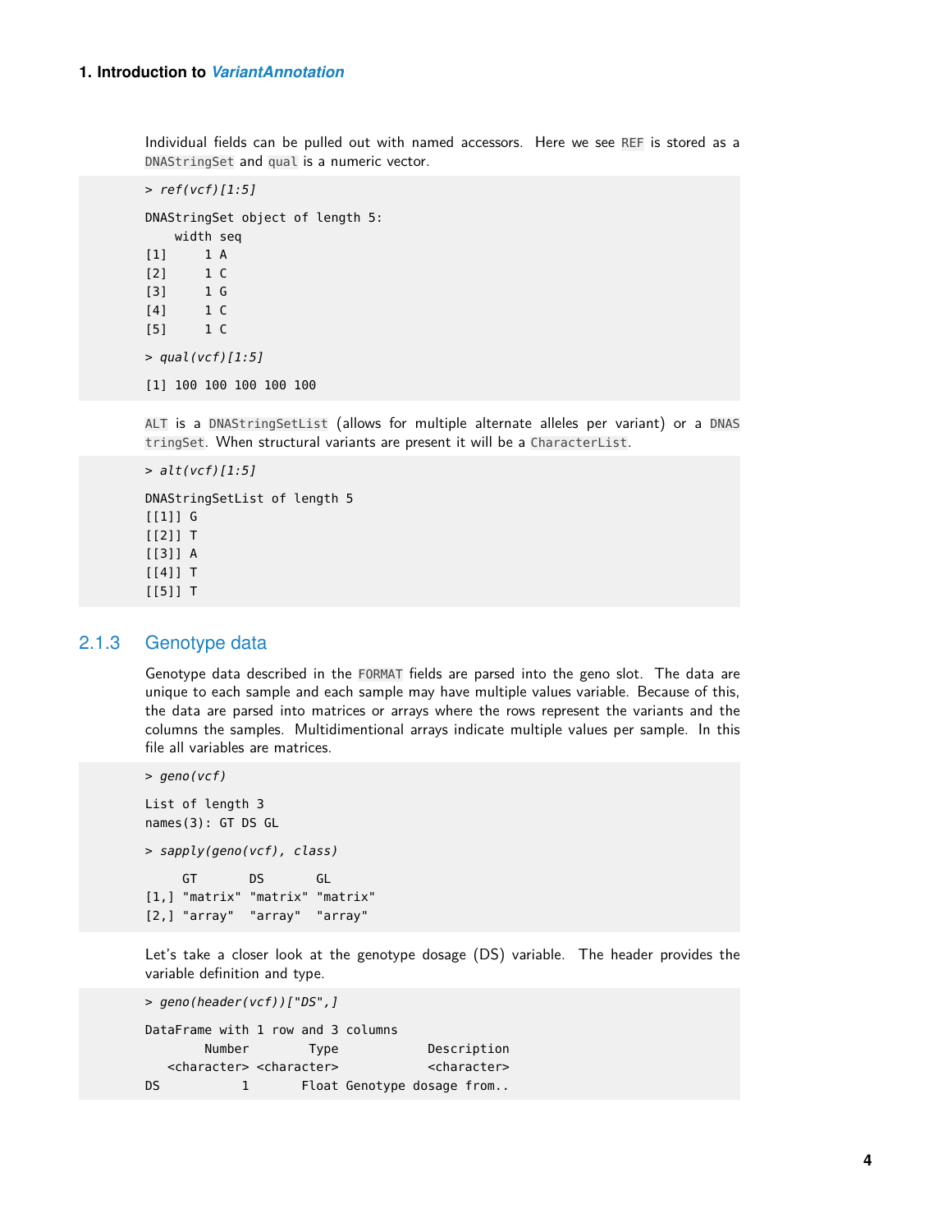Individual fields can be pulled out with named accessors. Here we see REF is stored as a DNAStringSet and qual is a numeric vector.

```
> ref(vcf)[1:5]

DNAStringSet object of length 5:
    width seq
[1]     1 A
[2]     1 C
[3]     1 G
[4]     1 C
[5]     1 C

> qual(vcf)[1:5]

[1] 100 100 100 100 100
```

ALT is a DNAStringSetList (allows for multiple alternate alleles per variant) or a DNAStringSet. When structural variants are present it will be a CharacterList.

```
> alt(vcf)[1:5]

DNAStringSetList of length 5
[[1]] G
[[2]] T
[[3]] A
[[4]] T
[[5]] T
```

### 2.1.3 Genotype data

Genotype data described in the FORMAT fields are parsed into the geno slot. The data are unique to each sample and each sample may have multiple values variable. Because of this, the data are parsed into matrices or arrays where the rows represent the variants and the columns the samples. Multidimentional arrays indicate multiple values per sample. In this file all variables are matrices.

```
> geno(vcf)

List of length 3
names(3): GT DS GL

> sapply(geno(vcf), class)

     GT       DS       GL      
[1,] "matrix" "matrix" "matrix"
[2,] "array"  "array"  "array" 
```

Let's take a closer look at the genotype dosage (DS) variable. The header provides the variable definition and type.

```
> geno(header(vcf))["DS",]

DataFrame with 1 row and 3 columns
        Number        Type            Description
   <character> <character>            <character>
DS           1       Float Genotype dosage from..
```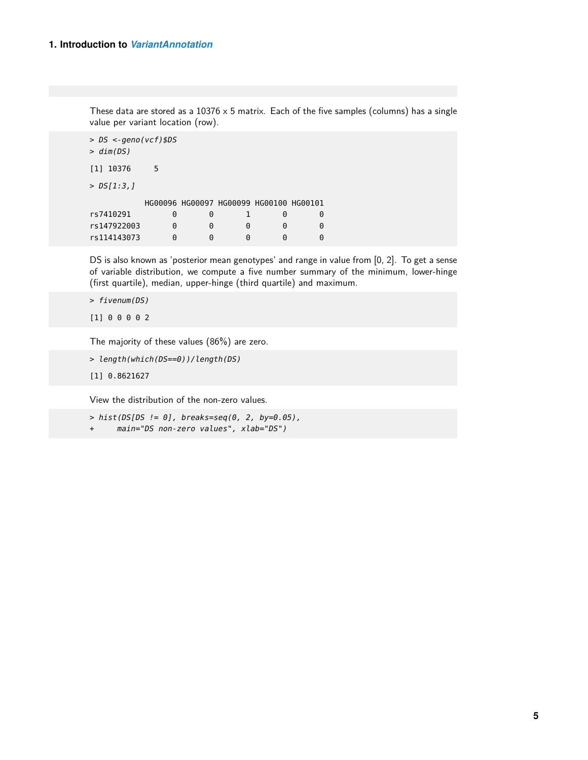These data are stored as a 10376 x 5 matrix. Each of the five samples (columns) has a single value per variant location (row).

```
> DS <-geno(vcf)$DS
> dim(DS)

[1] 10376     5

> DS[1:3,]

            HG00096 HG00097 HG00099 HG00100 HG00101
rs7410291         0       0       1       0       0
rs147922003       0       0       0       0       0
rs114143073       0       0       0       0       0
```

DS is also known as 'posterior mean genotypes' and range in value from [0, 2]. To get a sense of variable distribution, we compute a five number summary of the minimum, lower-hinge (first quartile), median, upper-hinge (third quartile) and maximum.

```
> fivenum(DS)

[1] 0 0 0 0 2
```

The majority of these values (86%) are zero.

```
> length(which(DS==0))/length(DS)

[1] 0.8621627
```

View the distribution of the non-zero values.

```
> hist(DS[DS != 0], breaks=seq(0, 2, by=0.05),
+     main="DS non-zero values", xlab="DS")
```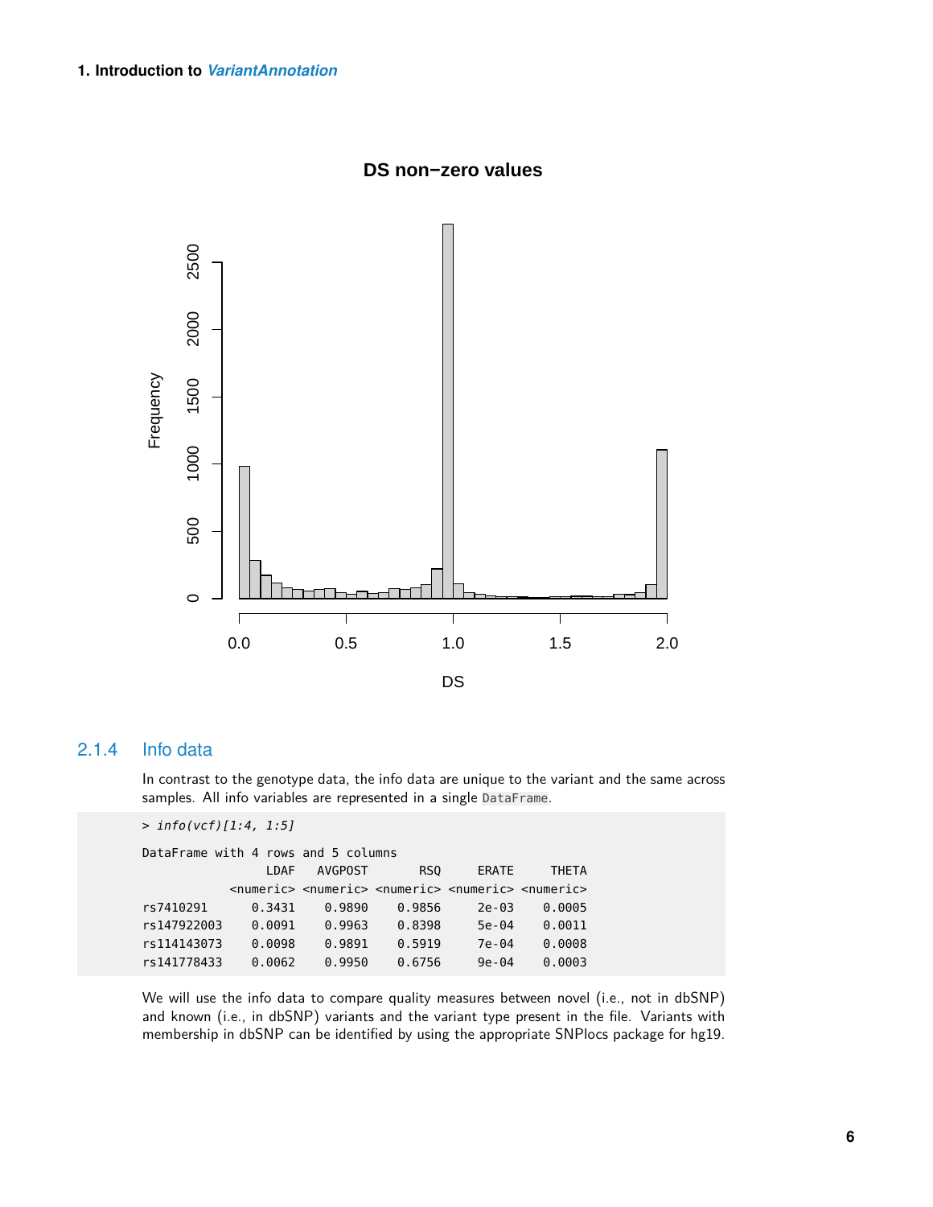### 2.1.4 Info data

In contrast to the genotype data, the info data are unique to the variant and the same across samples. All info variables are represented in a single `DataFrame`.

```
> info(vcf)[1:4, 1:5]

DataFrame with 4 rows and 5 columns
                 LDAF   AVGPOST       RSQ     ERATE     THETA
            <numeric> <numeric> <numeric> <numeric> <numeric>
rs7410291      0.3431    0.9890    0.9856     2e-03    0.0005
rs147922003    0.0091    0.9963    0.8398     5e-04    0.0011
rs114143073    0.0098    0.9891    0.5919     7e-04    0.0008
rs141778433    0.0062    0.9950    0.6756     9e-04    0.0003
```

We will use the info data to compare quality measures between novel (i.e., not in dbSNP) and known (i.e., in dbSNP) variants and the variant type present in the file. Variants with membership in dbSNP can be identified by using the appropriate SNPlocs package for hg19.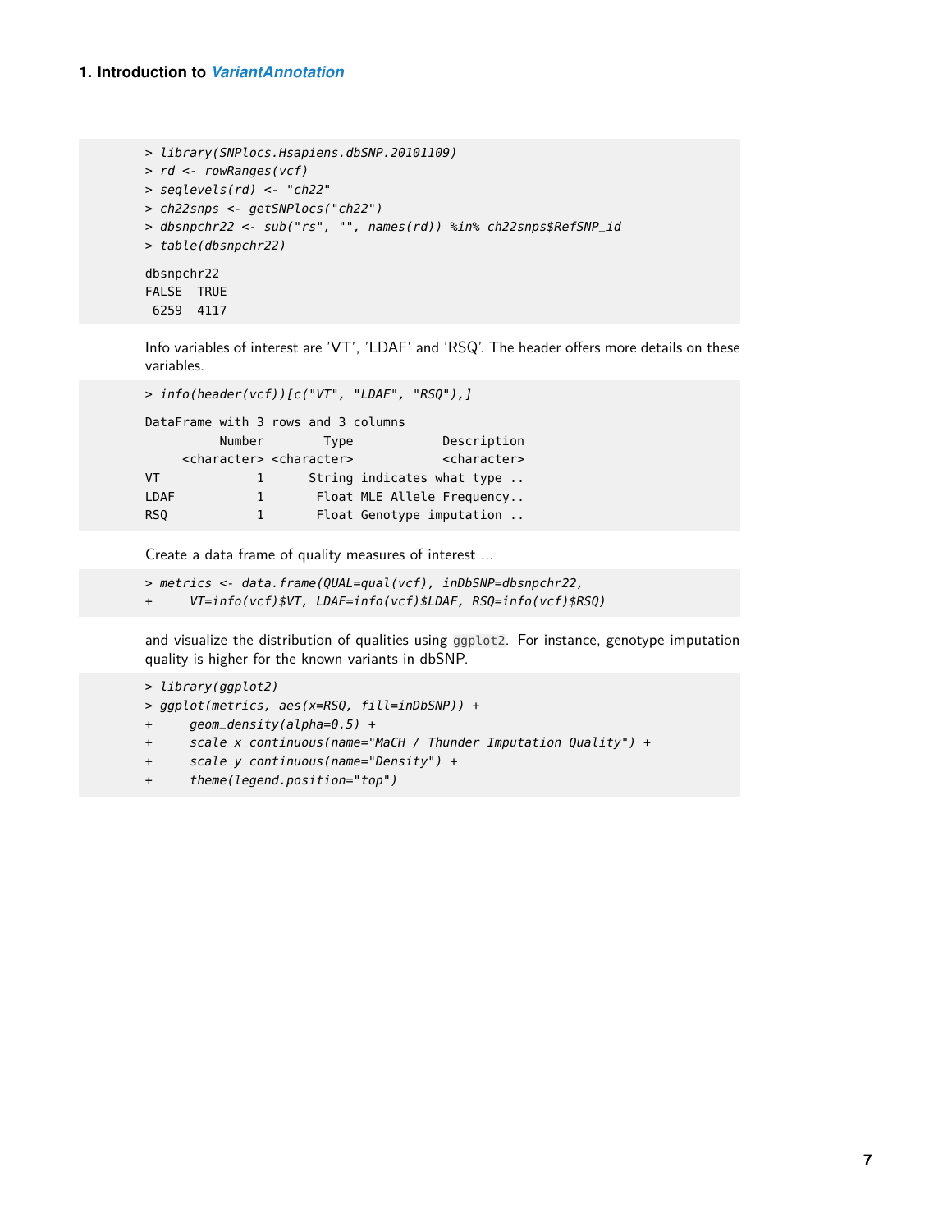```
> library(SNPlocs.Hsapiens.dbSNP.20101109)
> rd <- rowRanges(vcf)
> seqlevels(rd) <- "ch22"
> ch22snps <- getSNPlocs("ch22")
> dbsnpchr22 <- sub("rs", "", names(rd)) %in% ch22snps$RefSNP_id
> table(dbsnpchr22)

dbsnpchr22
FALSE  TRUE
 6259  4117
```

Info variables of interest are 'VT', 'LDAF' and 'RSQ'. The header offers more details on these variables.

```
> info(header(vcf))[c("VT", "LDAF", "RSQ"),]

DataFrame with 3 rows and 3 columns
          Number        Type            Description
     <character> <character>            <character>
VT             1      String indicates what type ..
LDAF           1       Float MLE Allele Frequency..
RSQ            1       Float Genotype imputation ..
```

Create a data frame of quality measures of interest ...

```
> metrics <- data.frame(QUAL=qual(vcf), inDbSNP=dbsnpchr22,
+     VT=info(vcf)$VT, LDAF=info(vcf)$LDAF, RSQ=info(vcf)$RSQ)
```

and visualize the distribution of qualities using ggplot2. For instance, genotype imputation quality is higher for the known variants in dbSNP.

```
> library(ggplot2)
> ggplot(metrics, aes(x=RSQ, fill=inDbSNP)) +
+     geom_density(alpha=0.5) +
+     scale_x_continuous(name="MaCH / Thunder Imputation Quality") +
+     scale_y_continuous(name="Density") +
+     theme(legend.position="top")
```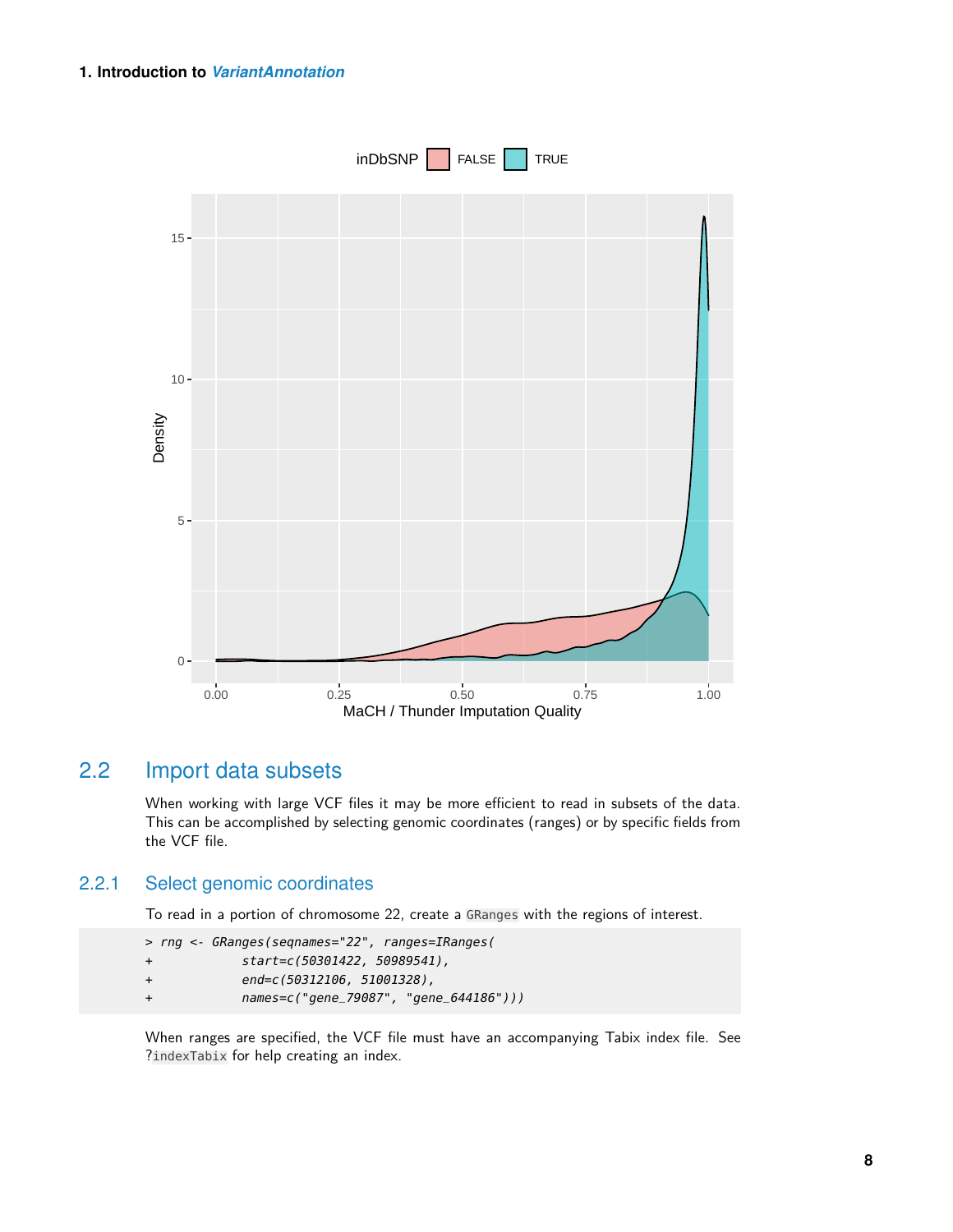## 2.2 Import data subsets

When working with large VCF files it may be more efficient to read in subsets of the data. This can be accomplished by selecting genomic coordinates (ranges) or by specific fields from the VCF file.

### 2.2.1 Select genomic coordinates

To read in a portion of chromosome 22, create a `GRanges` with the regions of interest.

```
> rng <- GRanges(seqnames="22", ranges=IRanges(
+            start=c(50301422, 50989541),
+            end=c(50312106, 51001328),
+            names=c("gene_79087", "gene_644186")))
```

When ranges are specified, the VCF file must have an accompanying Tabix index file. See ?`indexTabix` for help creating an index.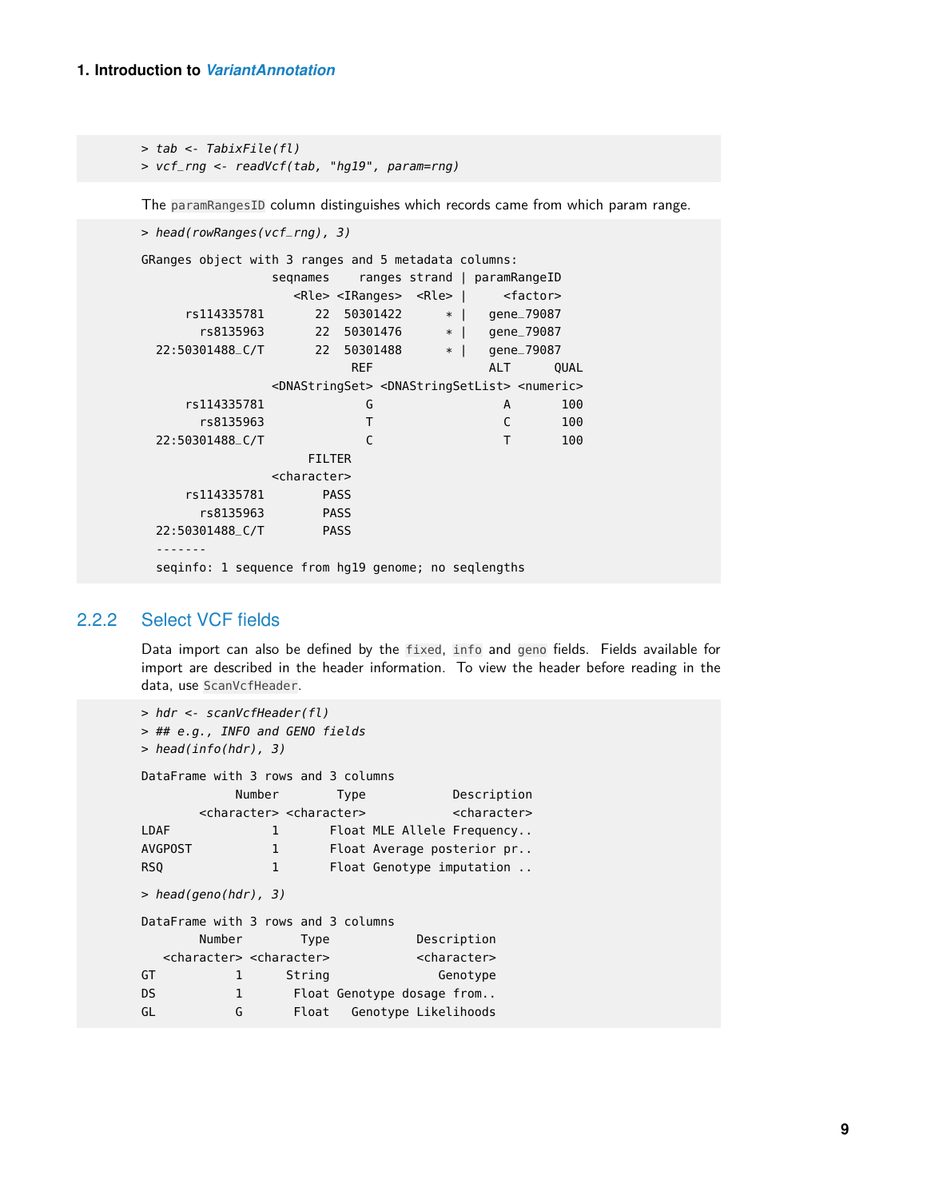```
> tab <- TabixFile(fl)
> vcf_rng <- readVcf(tab, "hg19", param=rng)
```

The `paramRangesID` column distinguishes which records came from which param range.

```
> head(rowRanges(vcf_rng), 3)

GRanges object with 3 ranges and 5 metadata columns:
                  seqnames    ranges strand | paramRangeID
                     <Rle> <IRanges>  <Rle> |     <factor>
     rs114335781       22  50301422      * |   gene_79087
       rs8135963       22  50301476      * |   gene_79087
  22:50301488_C/T      22  50301488      * |   gene_79087
                            REF                ALT      QUAL
                  <DNAStringSet> <DNAStringSetList> <numeric>
     rs114335781              G                  A       100
       rs8135963              T                  C       100
  22:50301488_C/T             C                  T       100
                       FILTER
                  <character>
     rs114335781         PASS
       rs8135963         PASS
  22:50301488_C/T        PASS
  -------
  seqinfo: 1 sequence from hg19 genome; no seqlengths
```

### 2.2.2 Select VCF fields

Data import can also be defined by the `fixed`, `info` and `geno` fields. Fields available for import are described in the header information. To view the header before reading in the data, use `ScanVcfHeader`.

```
> hdr <- scanVcfHeader(fl)
> ## e.g., INFO and GENO fields
> head(info(hdr), 3)

DataFrame with 3 rows and 3 columns
             Number        Type            Description
        <character> <character>            <character>
LDAF              1       Float MLE Allele Frequency..
AVGPOST           1       Float Average posterior pr..
RSQ               1       Float Genotype imputation ..

> head(geno(hdr), 3)

DataFrame with 3 rows and 3 columns
        Number        Type            Description
   <character> <character>            <character>
GT           1      String               Genotype
DS           1       Float Genotype dosage from..
GL           G       Float   Genotype Likelihoods
```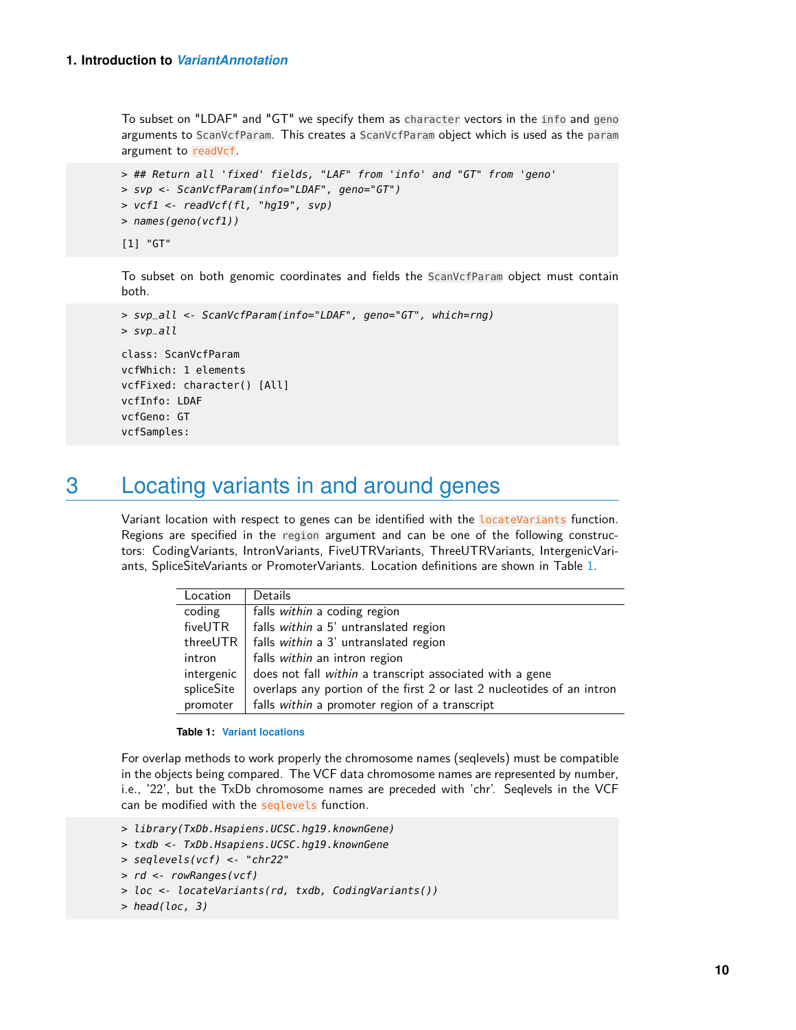To subset on "LDAF" and "GT" we specify them as `character` vectors in the `info` and `geno` arguments to `ScanVcfParam`. This creates a `ScanVcfParam` object which is used as the `param` argument to `readVcf`.

```
> ## Return all 'fixed' fields, "LAF" from 'info' and "GT" from 'geno'
> svp <- ScanVcfParam(info="LDAF", geno="GT")
> vcf1 <- readVcf(fl, "hg19", svp)
> names(geno(vcf1))

[1] "GT"
```

To subset on both genomic coordinates and fields the `ScanVcfParam` object must contain both.

```
> svp_all <- ScanVcfParam(info="LDAF", geno="GT", which=rng)
> svp_all

class: ScanVcfParam
vcfWhich: 1 elements
vcfFixed: character() [All]
vcfInfo: LDAF
vcfGeno: GT
vcfSamples:
```

# 3 Locating variants in and around genes

Variant location with respect to genes can be identified with the `locateVariants` function. Regions are specified in the `region` argument and can be one of the following constructors: CodingVariants, IntronVariants, FiveUTRVariants, ThreeUTRVariants, IntergenicVariants, SpliceSiteVariants or PromoterVariants. Location definitions are shown in Table 1.

| Location | Details |
|---|---|
| coding | falls *within* a coding region |
| fiveUTR | falls *within* a 5' untranslated region |
| threeUTR | falls *within* a 3' untranslated region |
| intron | falls *within* an intron region |
| intergenic | does not fall *within* a transcript associated with a gene |
| spliceSite | overlaps any portion of the first 2 or last 2 nucleotides of an intron |
| promoter | falls *within* a promoter region of a transcript |

**Table 1: Variant locations**

For overlap methods to work properly the chromosome names (seqlevels) must be compatible in the objects being compared. The VCF data chromosome names are represented by number, i.e., '22', but the TxDb chromosome names are preceded with 'chr'. Seqlevels in the VCF can be modified with the `seqlevels` function.

```
> library(TxDb.Hsapiens.UCSC.hg19.knownGene)
> txdb <- TxDb.Hsapiens.UCSC.hg19.knownGene
> seqlevels(vcf) <- "chr22"
> rd <- rowRanges(vcf)
> loc <- locateVariants(rd, txdb, CodingVariants())
> head(loc, 3)
```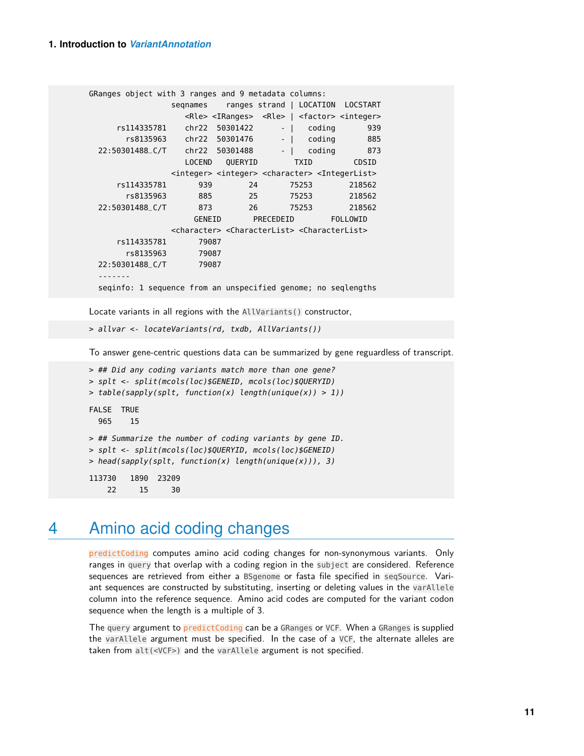```
GRanges object with 3 ranges and 9 metadata columns:
                  seqnames    ranges strand | LOCATION  LOCSTART
                     <Rle> <IRanges>  <Rle> | <factor> <integer>
      rs114335781    chr22  50301422      - |   coding       939
        rs8135963    chr22  50301476      - |   coding       885
  22:50301488_C/T    chr22  50301488      - |   coding       873
                     LOCEND   QUERYID        TXID         CDSID
                  <integer> <integer> <character> <IntegerList>
      rs114335781       939        24       75253        218562
        rs8135963       885        25       75253        218562
  22:50301488_C/T       873        26       75253        218562
                       GENEID       PRECEDEID        FOLLOWID
                  <character> <CharacterList> <CharacterList>
      rs114335781       79087
        rs8135963       79087
  22:50301488_C/T       79087
  -------
  seqinfo: 1 sequence from an unspecified genome; no seqlengths
```

Locate variants in all regions with the `AllVariants()` constructor,

```
> allvar <- locateVariants(rd, txdb, AllVariants())
```

To answer gene-centric questions data can be summarized by gene reguardless of transcript.

```
> ## Did any coding variants match more than one gene?
> splt <- split(mcols(loc)$GENEID, mcols(loc)$QUERYID)
> table(sapply(splt, function(x) length(unique(x)) > 1))

FALSE  TRUE
  965    15

> ## Summarize the number of coding variants by gene ID.
> splt <- split(mcols(loc)$QUERYID, mcols(loc)$GENEID)
> head(sapply(splt, function(x) length(unique(x))), 3)

113730   1890  23209
    22     15     30
```

# 4 Amino acid coding changes

`predictCoding` computes amino acid coding changes for non-synonymous variants. Only ranges in `query` that overlap with a coding region in the `subject` are considered. Reference sequences are retrieved from either a `BSgenome` or fasta file specified in `seqSource`. Variant sequences are constructed by substituting, inserting or deleting values in the `varAllele` column into the reference sequence. Amino acid codes are computed for the variant codon sequence when the length is a multiple of 3.

The `query` argument to `predictCoding` can be a `GRanges` or `VCF`. When a `GRanges` is supplied the `varAllele` argument must be specified. In the case of a `VCF`, the alternate alleles are taken from `alt(<VCF>)` and the `varAllele` argument is not specified.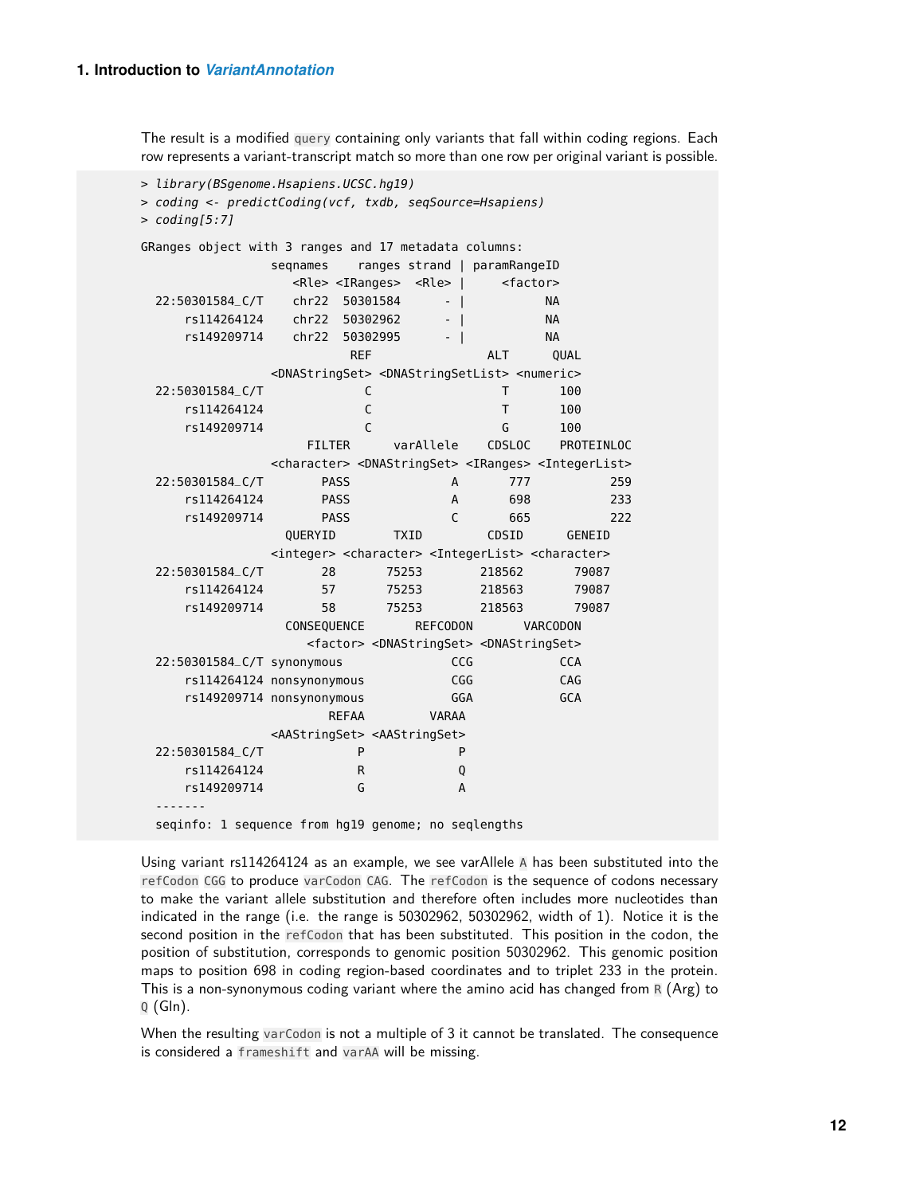The result is a modified query containing only variants that fall within coding regions. Each row represents a variant-transcript match so more than one row per original variant is possible.

```
> library(BSgenome.Hsapiens.UCSC.hg19)
> coding <- predictCoding(vcf, txdb, seqSource=Hsapiens)
> coding[5:7]

GRanges object with 3 ranges and 17 metadata columns:
                  seqnames    ranges strand | paramRangeID
                     <Rle> <IRanges>  <Rle> |     <factor>
  22:50301584_C/T    chr22  50301584      - |           NA
      rs114264124    chr22  50302962      - |           NA
      rs149209714    chr22  50302995      - |           NA
                           REF                ALT      QUAL
                  <DNAStringSet> <DNAStringSetList> <numeric>
  22:50301584_C/T              C                  T       100
      rs114264124              C                  T       100
      rs149209714              C                  G       100
                        FILTER      varAllele    CDSLOC    PROTEINLOC
                  <character> <DNAStringSet> <IRanges> <IntegerList>
  22:50301584_C/T        PASS              A       777           259
      rs114264124        PASS              A       698           233
      rs149209714        PASS              C       665           222
                    QUERYID        TXID         CDSID      GENEID
                  <integer> <character> <IntegerList> <character>
  22:50301584_C/T        28       75253        218562       79087
      rs114264124        57       75253        218563       79087
      rs149209714        58       75253        218563       79087
                    CONSEQUENCE       REFCODON       VARCODON
                       <factor> <DNAStringSet> <DNAStringSet>
  22:50301584_C/T synonymous               CCG            CCA
      rs114264124 nonsynonymous            CGG            CAG
      rs149209714 nonsynonymous            GGA            GCA
                         REFAA         VARAA
                  <AAStringSet> <AAStringSet>
  22:50301584_C/T             P             P
      rs114264124             R             Q
      rs149209714             G             A
  -------
  seqinfo: 1 sequence from hg19 genome; no seqlengths
```

Using variant rs114264124 as an example, we see varAllele A has been substituted into the refCodon CGG to produce varCodon CAG. The refCodon is the sequence of codons necessary to make the variant allele substitution and therefore often includes more nucleotides than indicated in the range (i.e. the range is 50302962, 50302962, width of 1). Notice it is the second position in the refCodon that has been substituted. This position in the codon, the position of substitution, corresponds to genomic position 50302962. This genomic position maps to position 698 in coding region-based coordinates and to triplet 233 in the protein. This is a non-synonymous coding variant where the amino acid has changed from R (Arg) to Q (Gln).

When the resulting varCodon is not a multiple of 3 it cannot be translated. The consequence is considered a frameshift and varAA will be missing.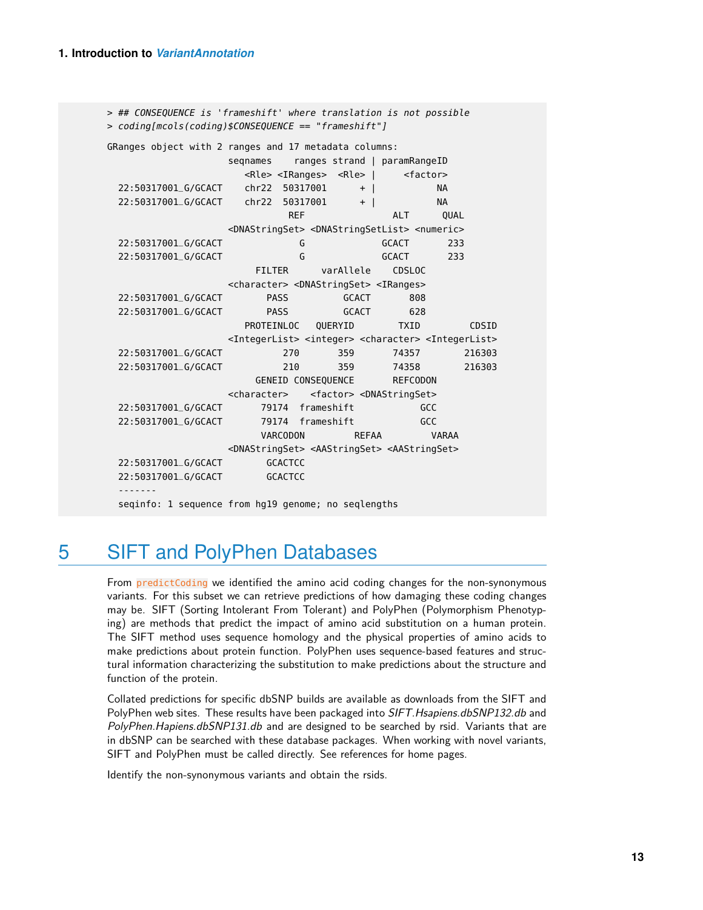```
> ## CONSEQUENCE is 'frameshift' where translation is not possible
> coding[mcols(coding)$CONSEQUENCE == "frameshift"]

GRanges object with 2 ranges and 17 metadata columns:
                     seqnames    ranges strand | paramRangeID
                        <Rle> <IRanges>  <Rle> |     <factor>
  22:50317001_G/GCACT    chr22  50317001      + |           NA
  22:50317001_G/GCACT    chr22  50317001      + |           NA
                                REF                ALT      QUAL
                     <DNAStringSet> <DNAStringSetList> <numeric>
  22:50317001_G/GCACT              G              GCACT       233
  22:50317001_G/GCACT              G              GCACT       233
                          FILTER      varAllele    CDSLOC
                     <character> <DNAStringSet> <IRanges>
  22:50317001_G/GCACT        PASS          GCACT       808
  22:50317001_G/GCACT        PASS          GCACT       628
                        PROTEINLOC   QUERYID        TXID         CDSID
                     <IntegerList> <integer> <character> <IntegerList>
  22:50317001_G/GCACT          270       359       74357        216303
  22:50317001_G/GCACT          210       359       74358        216303
                          GENEID CONSEQUENCE       REFCODON
                     <character>    <factor> <DNAStringSet>
  22:50317001_G/GCACT       79174  frameshift            GCC
  22:50317001_G/GCACT       79174  frameshift            GCC
                           VARCODON          REFAA         VARAA
                     <DNAStringSet> <AAStringSet> <AAStringSet>
  22:50317001_G/GCACT        GCACTCC
  22:50317001_G/GCACT        GCACTCC
  -------
  seqinfo: 1 sequence from hg19 genome; no seqlengths
```

# 5 SIFT and PolyPhen Databases

From predictCoding we identified the amino acid coding changes for the non-synonymous variants. For this subset we can retrieve predictions of how damaging these coding changes may be. SIFT (Sorting Intolerant From Tolerant) and PolyPhen (Polymorphism Phenotyping) are methods that predict the impact of amino acid substitution on a human protein. The SIFT method uses sequence homology and the physical properties of amino acids to make predictions about protein function. PolyPhen uses sequence-based features and structural information characterizing the substitution to make predictions about the structure and function of the protein.

Collated predictions for specific dbSNP builds are available as downloads from the SIFT and PolyPhen web sites. These results have been packaged into *SIFT.Hsapiens.dbSNP132.db* and *PolyPhen.Hapiens.dbSNP131.db* and are designed to be searched by rsid. Variants that are in dbSNP can be searched with these database packages. When working with novel variants, SIFT and PolyPhen must be called directly. See references for home pages.

Identify the non-synonymous variants and obtain the rsids.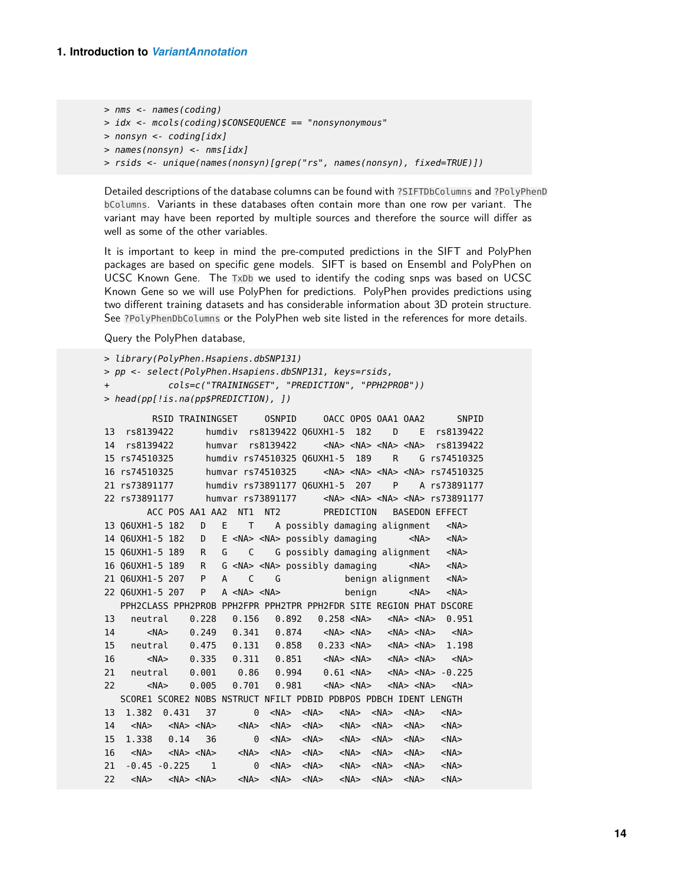```
> nms <- names(coding)
> idx <- mcols(coding)$CONSEQUENCE == "nonsynonymous"
> nonsyn <- coding[idx]
> names(nonsyn) <- nms[idx]
> rsids <- unique(names(nonsyn)[grep("rs", names(nonsyn), fixed=TRUE)])
```

Detailed descriptions of the database columns can be found with `?SIFTDbColumns` and `?PolyPhenDbColumns`. Variants in these databases often contain more than one row per variant. The variant may have been reported by multiple sources and therefore the source will differ as well as some of the other variables.

It is important to keep in mind the pre-computed predictions in the SIFT and PolyPhen packages are based on specific gene models. SIFT is based on Ensembl and PolyPhen on UCSC Known Gene. The `TxDb` we used to identify the coding snps was based on UCSC Known Gene so we will use PolyPhen for predictions. PolyPhen provides predictions using two different training datasets and has considerable information about 3D protein structure. See `?PolyPhenDbColumns` or the PolyPhen web site listed in the references for more details.

Query the PolyPhen database,

```
> library(PolyPhen.Hsapiens.dbSNP131)
> pp <- select(PolyPhen.Hsapiens.dbSNP131, keys=rsids,
+          cols=c("TRAININGSET", "PREDICTION", "PPH2PROB"))
> head(pp[!is.na(pp$PREDICTION), ])
         RSID TRAININGSET      OSNPID     OACC OPOS OAA1 OAA2      SNPID
13  rs8139422      humdiv  rs8139422 Q6UXH1-5  182    D    E  rs8139422
14  rs8139422      humvar  rs8139422     <NA> <NA> <NA> <NA>  rs8139422
15 rs74510325      humdiv rs74510325 Q6UXH1-5  189    R    G rs74510325
16 rs74510325      humvar rs74510325     <NA> <NA> <NA> <NA> rs74510325
21 rs73891177      humdiv rs73891177 Q6UXH1-5  207    P    A rs73891177
22 rs73891177      humvar rs73891177     <NA> <NA> <NA> <NA> rs73891177
        ACC POS AA1 AA2  NT1  NT2        PREDICTION   BASEDON EFFECT
13 Q6UXH1-5 182   D   E    T    A possibly damaging alignment   <NA>
14 Q6UXH1-5 182   D   E <NA> <NA> possibly damaging      <NA>   <NA>
15 Q6UXH1-5 189   R   G    C    G possibly damaging alignment   <NA>
16 Q6UXH1-5 189   R   G <NA> <NA> possibly damaging      <NA>   <NA>
21 Q6UXH1-5 207   P   A    C    G            benign alignment   <NA>
22 Q6UXH1-5 207   P   A <NA> <NA>            benign      <NA>   <NA>
   PPH2CLASS PPH2PROB PPH2FPR PPH2TPR PPH2FDR SITE REGION PHAT DSCORE
13   neutral    0.228   0.156   0.892   0.258 <NA>   <NA> <NA>  0.951
14      <NA>    0.249   0.341   0.874    <NA> <NA>   <NA> <NA>   <NA>
15   neutral    0.475   0.131   0.858   0.233 <NA>   <NA> <NA>  1.198
16      <NA>    0.335   0.311   0.851    <NA> <NA>   <NA> <NA>   <NA>
21   neutral    0.001    0.86   0.994    0.61 <NA>   <NA> <NA> -0.225
22      <NA>    0.005   0.701   0.981    <NA> <NA>   <NA> <NA>   <NA>
   SCORE1 SCORE2 NOBS NSTRUCT NFILT PDBID PDBPOS PDBCH IDENT LENGTH
13  1.382  0.431   37       0  <NA>  <NA>   <NA>  <NA>  <NA>   <NA>
14   <NA>   <NA> <NA>    <NA>  <NA>  <NA>   <NA>  <NA>  <NA>   <NA>
15  1.338   0.14   36       0  <NA>  <NA>   <NA>  <NA>  <NA>   <NA>
16   <NA>   <NA> <NA>    <NA>  <NA>  <NA>   <NA>  <NA>  <NA>   <NA>
21  -0.45 -0.225    1       0  <NA>  <NA>   <NA>  <NA>  <NA>   <NA>
22   <NA>   <NA> <NA>    <NA>  <NA>  <NA>   <NA>  <NA>  <NA>   <NA>
```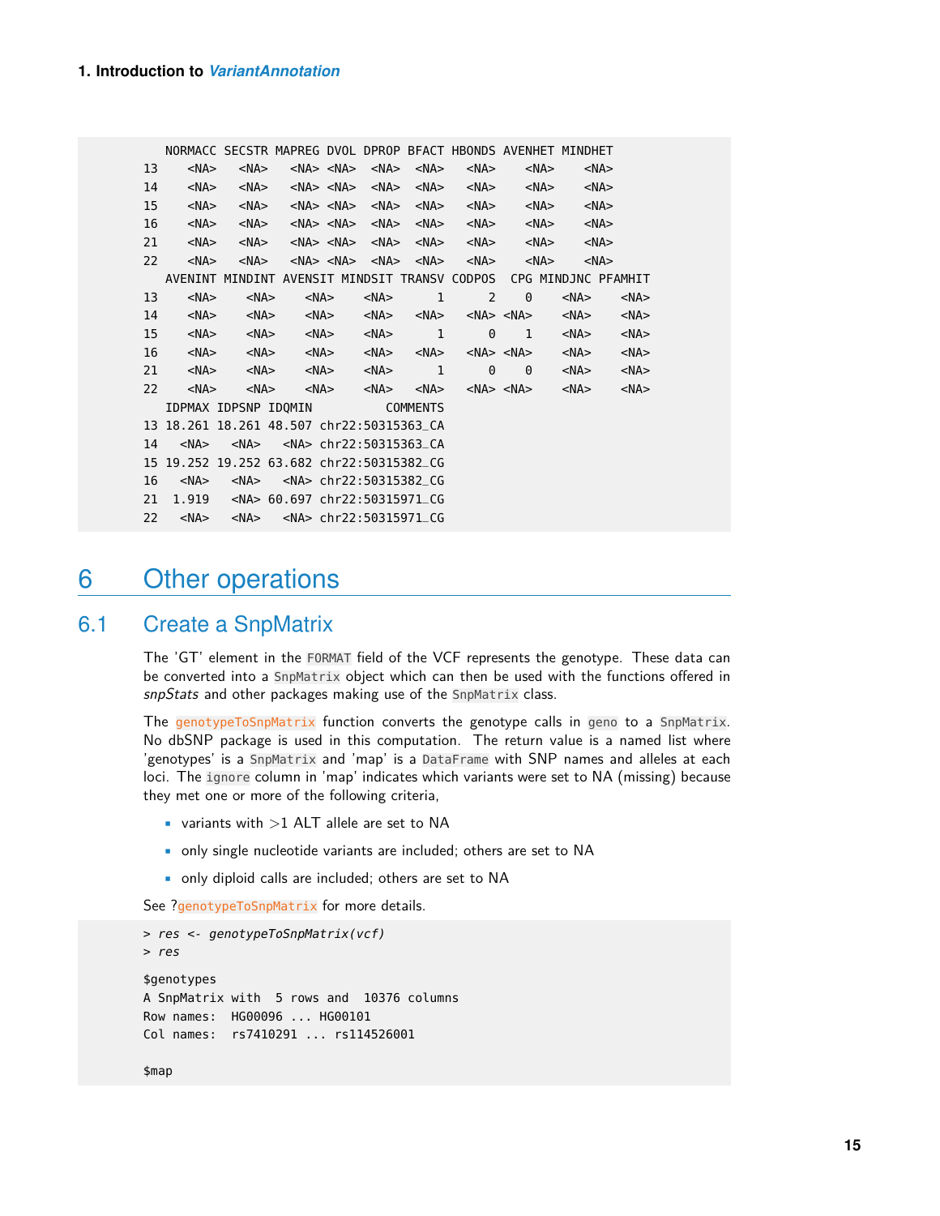```
   NORMACC SECSTR MAPREG DVOL DPROP BFACT HBONDS AVENHET MINDHET
13    <NA>   <NA>   <NA> <NA>  <NA>  <NA>   <NA>    <NA>    <NA>
14    <NA>   <NA>   <NA> <NA>  <NA>  <NA>   <NA>    <NA>    <NA>
15    <NA>   <NA>   <NA> <NA>  <NA>  <NA>   <NA>    <NA>    <NA>
16    <NA>   <NA>   <NA> <NA>  <NA>  <NA>   <NA>    <NA>    <NA>
21    <NA>   <NA>   <NA> <NA>  <NA>  <NA>   <NA>    <NA>    <NA>
22    <NA>   <NA>   <NA> <NA>  <NA>  <NA>   <NA>    <NA>    <NA>
   AVENINT MINDINT AVENSIT MINDSIT TRANSV CODPOS  CPG MINDJNC PFAMHIT
13    <NA>    <NA>    <NA>    <NA>      1      2    0    <NA>    <NA>
14    <NA>    <NA>    <NA>    <NA>   <NA>   <NA> <NA>    <NA>    <NA>
15    <NA>    <NA>    <NA>    <NA>      1      0    1    <NA>    <NA>
16    <NA>    <NA>    <NA>    <NA>   <NA>   <NA> <NA>    <NA>    <NA>
21    <NA>    <NA>    <NA>    <NA>      1      0    0    <NA>    <NA>
22    <NA>    <NA>    <NA>    <NA>   <NA>   <NA> <NA>    <NA>    <NA>
   IDPMAX IDPSNP IDQMIN           COMMENTS
13 18.261 18.261 48.507 chr22:50315363_CA
14   <NA>   <NA>   <NA> chr22:50315363_CA
15 19.252 19.252 63.682 chr22:50315382_CG
16   <NA>   <NA>   <NA> chr22:50315382_CG
21  1.919   <NA> 60.697 chr22:50315971_CG
22   <NA>   <NA>   <NA> chr22:50315971_CG
```

# 6 Other operations

## 6.1 Create a SnpMatrix

The 'GT' element in the `FORMAT` field of the VCF represents the genotype. These data can be converted into a `SnpMatrix` object which can then be used with the functions offered in *snpStats* and other packages making use of the `SnpMatrix` class.

The `genotypeToSnpMatrix` function converts the genotype calls in `geno` to a `SnpMatrix`. No dbSNP package is used in this computation. The return value is a named list where 'genotypes' is a `SnpMatrix` and 'map' is a `DataFrame` with SNP names and alleles at each loci. The `ignore` column in 'map' indicates which variants were set to NA (missing) because they met one or more of the following criteria,

- variants with >1 ALT allele are set to NA
- only single nucleotide variants are included; others are set to NA
- only diploid calls are included; others are set to NA

See ?`genotypeToSnpMatrix` for more details.

```
> res <- genotypeToSnpMatrix(vcf)
> res

$genotypes
A SnpMatrix with  5 rows and  10376 columns
Row names:  HG00096 ... HG00101
Col names:  rs7410291 ... rs114526001

$map
```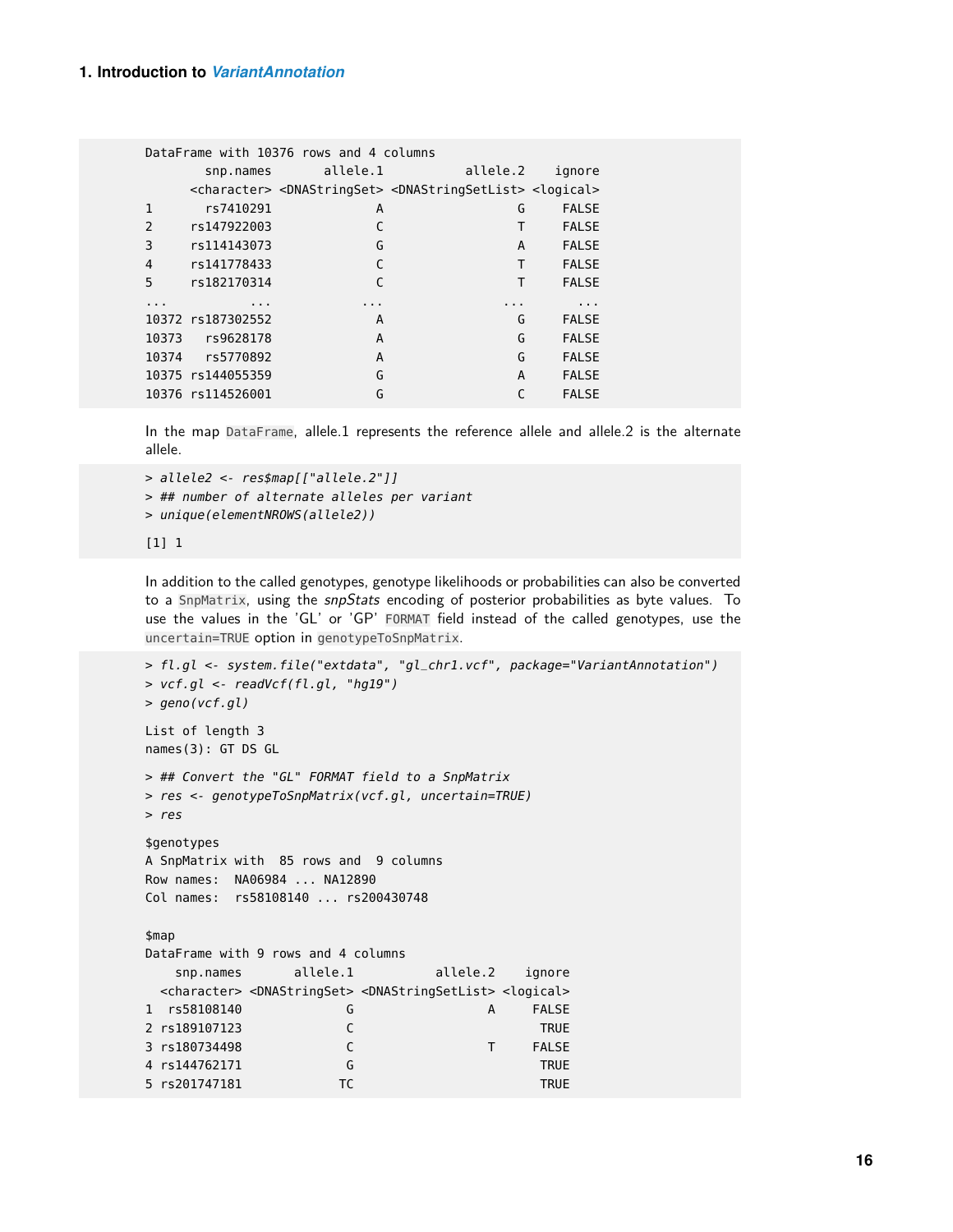```
DataFrame with 10376 rows and 4 columns
        snp.names       allele.1          allele.2    ignore
      <character> <DNAStringSet> <DNAStringSetList> <logical>
1       rs7410291              A                  G     FALSE
2      rs147922003             C                  T     FALSE
3      rs114143073             G                  A     FALSE
4      rs141778433             C                  T     FALSE
5      rs182170314             C                  T     FALSE
...            ...           ...                ...       ...
10372 rs187302552              A                  G     FALSE
10373   rs9628178              A                  G     FALSE
10374   rs5770892              A                  G     FALSE
10375 rs144055359              G                  A     FALSE
10376 rs114526001              G                  C     FALSE
```

In the map `DataFrame`, allele.1 represents the reference allele and allele.2 is the alternate allele.

```
> allele2 <- res$map[["allele.2"]]
> ## number of alternate alleles per variant
> unique(elementNROWS(allele2))

[1] 1
```

In addition to the called genotypes, genotype likelihoods or probabilities can also be converted to a `SnpMatrix`, using the *snpStats* encoding of posterior probabilities as byte values. To use the values in the 'GL' or 'GP' `FORMAT` field instead of the called genotypes, use the `uncertain=TRUE` option in `genotypeToSnpMatrix`.

```
> fl.gl <- system.file("extdata", "gl_chr1.vcf", package="VariantAnnotation")
> vcf.gl <- readVcf(fl.gl, "hg19")
> geno(vcf.gl)

List of length 3
names(3): GT DS GL

> ## Convert the "GL" FORMAT field to a SnpMatrix
> res <- genotypeToSnpMatrix(vcf.gl, uncertain=TRUE)
> res

$genotypes
A SnpMatrix with  85 rows and  9 columns
Row names:  NA06984 ... NA12890
Col names:  rs58108140 ... rs200430748

$map
DataFrame with 9 rows and 4 columns
    snp.names       allele.1          allele.2    ignore
  <character> <DNAStringSet> <DNAStringSetList> <logical>
1  rs58108140              G                  A     FALSE
2 rs189107123              C                        TRUE
3 rs180734498              C                  T     FALSE
4 rs144762171              G                        TRUE
5 rs201747181             TC                        TRUE
```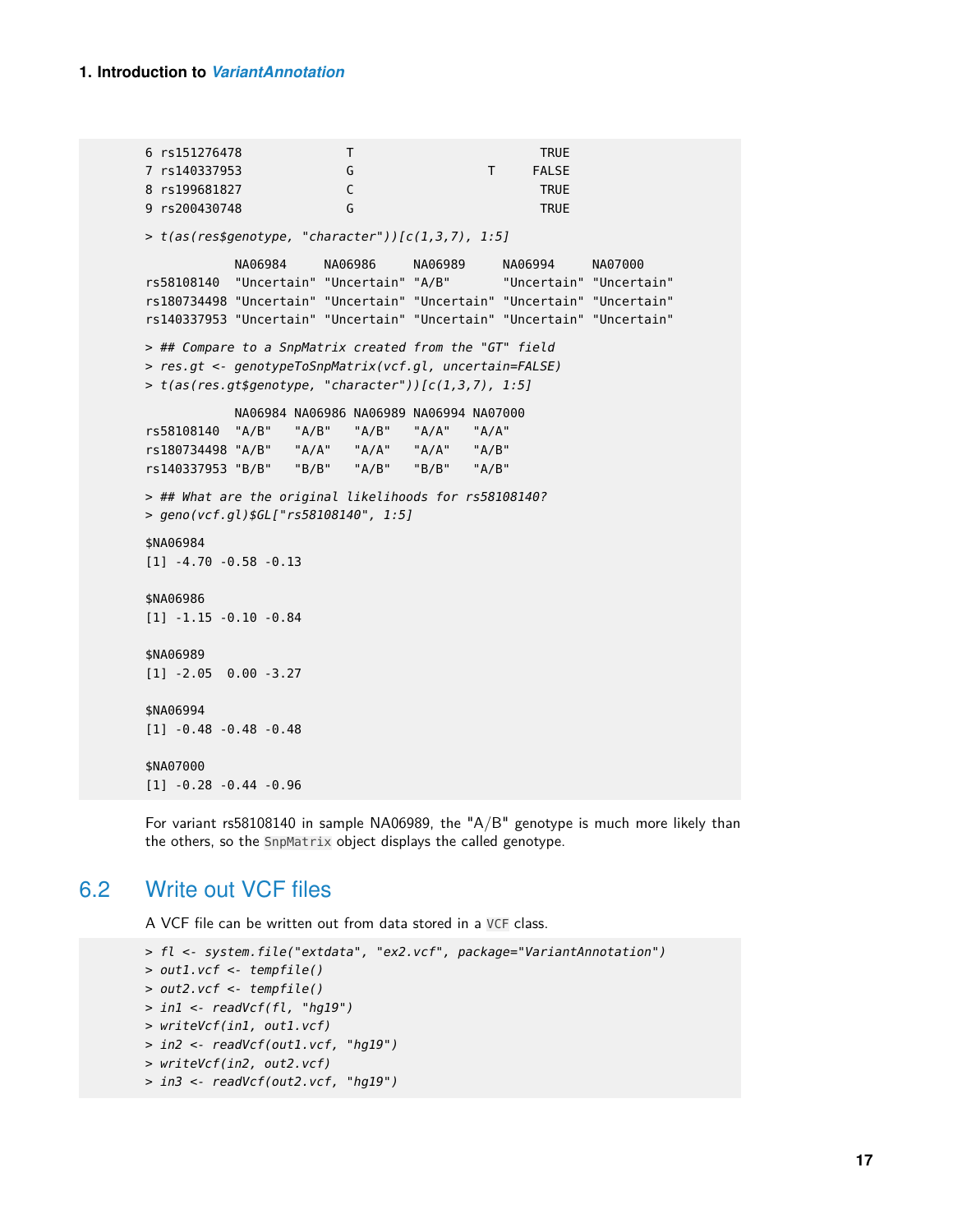```
6 rs151276478             T                        TRUE
7 rs140337953             G                 T     FALSE
8 rs199681827             C                        TRUE
9 rs200430748             G                        TRUE

> t(as(res$genotype, "character"))[c(1,3,7), 1:5]

            NA06984     NA06986     NA06989     NA06994     NA07000
rs58108140  "Uncertain" "Uncertain" "A/B"       "Uncertain" "Uncertain"
rs180734498 "Uncertain" "Uncertain" "Uncertain" "Uncertain" "Uncertain"
rs140337953 "Uncertain" "Uncertain" "Uncertain" "Uncertain" "Uncertain"

> ## Compare to a SnpMatrix created from the "GT" field
> res.gt <- genotypeToSnpMatrix(vcf.gl, uncertain=FALSE)
> t(as(res.gt$genotype, "character"))[c(1,3,7), 1:5]

            NA06984 NA06986 NA06989 NA06994 NA07000
rs58108140  "A/B"   "A/B"   "A/B"   "A/A"   "A/A"
rs180734498 "A/B"   "A/A"   "A/A"   "A/A"   "A/B"
rs140337953 "B/B"   "B/B"   "A/B"   "B/B"   "A/B"

> ## What are the original likelihoods for rs58108140?
> geno(vcf.gl)$GL["rs58108140", 1:5]

$NA06984
[1] -4.70 -0.58 -0.13

$NA06986
[1] -1.15 -0.10 -0.84

$NA06989
[1] -2.05  0.00 -3.27

$NA06994
[1] -0.48 -0.48 -0.48

$NA07000
[1] -0.28 -0.44 -0.96
```

For variant rs58108140 in sample NA06989, the "A/B" genotype is much more likely than the others, so the `SnpMatrix` object displays the called genotype.

## 6.2 Write out VCF files

A VCF file can be written out from data stored in a `VCF` class.

```
> fl <- system.file("extdata", "ex2.vcf", package="VariantAnnotation")
> out1.vcf <- tempfile()
> out2.vcf <- tempfile()
> in1 <- readVcf(fl, "hg19")
> writeVcf(in1, out1.vcf)
> in2 <- readVcf(out1.vcf, "hg19")
> writeVcf(in2, out2.vcf)
> in3 <- readVcf(out2.vcf, "hg19")
```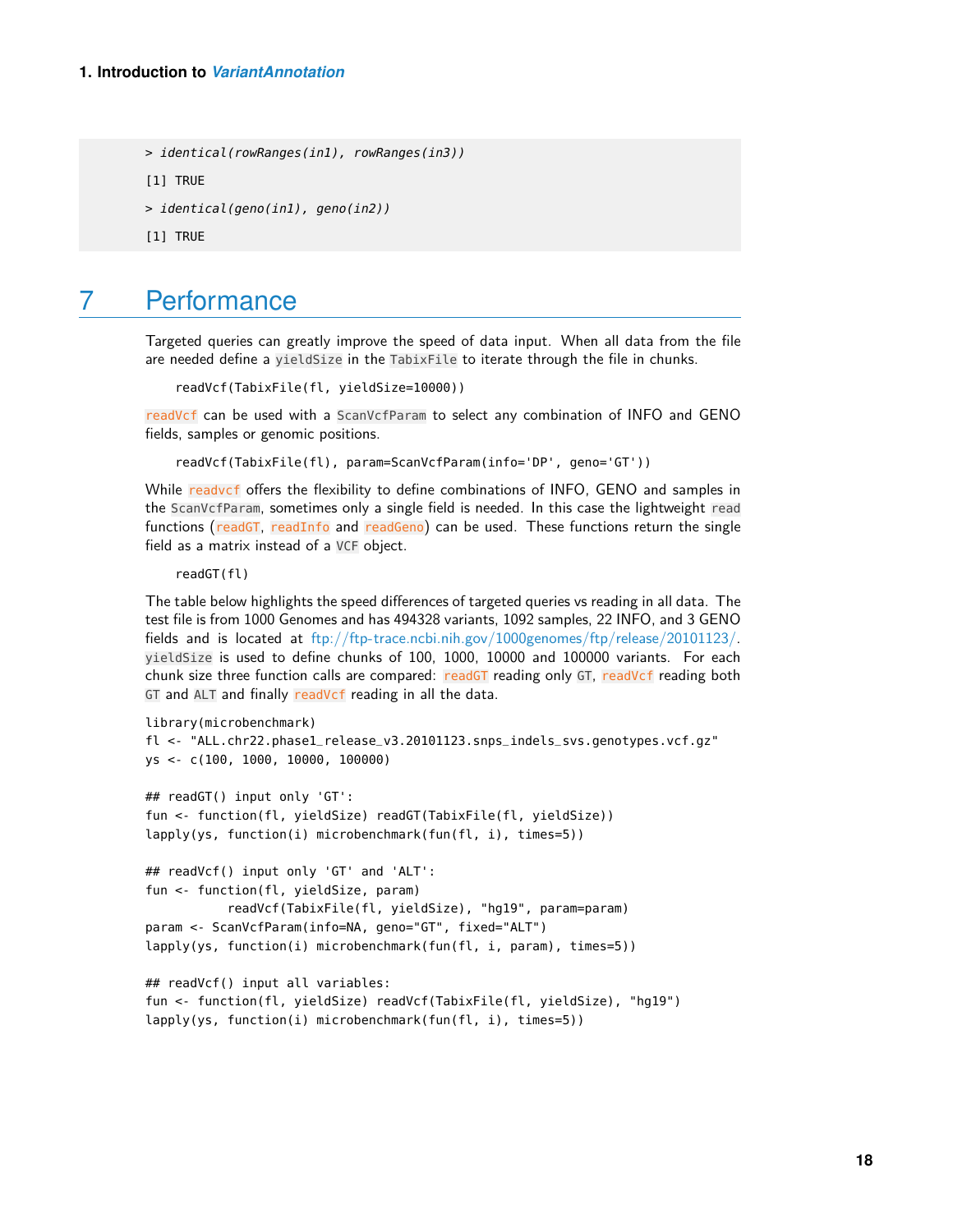```
> identical(rowRanges(in1), rowRanges(in3))
[1] TRUE
> identical(geno(in1), geno(in2))
[1] TRUE
```

# 7 Performance

Targeted queries can greatly improve the speed of data input. When all data from the file are needed define a `yieldSize` in the `TabixFile` to iterate through the file in chunks.

```
readVcf(TabixFile(fl, yieldSize=10000))
```

`readVcf` can be used with a `ScanVcfParam` to select any combination of INFO and GENO fields, samples or genomic positions.

```
readVcf(TabixFile(fl), param=ScanVcfParam(info='DP', geno='GT'))
```

While `readvcf` offers the flexibility to define combinations of INFO, GENO and samples in the `ScanVcfParam`, sometimes only a single field is needed. In this case the lightweight `read` functions (`readGT`, `readInfo` and `readGeno`) can be used. These functions return the single field as a matrix instead of a `VCF` object.

```
readGT(fl)
```

The table below highlights the speed differences of targeted queries vs reading in all data. The test file is from 1000 Genomes and has 494328 variants, 1092 samples, 22 INFO, and 3 GENO fields and is located at ftp://ftp-trace.ncbi.nih.gov/1000genomes/ftp/release/20101123/. `yieldSize` is used to define chunks of 100, 1000, 10000 and 100000 variants. For each chunk size three function calls are compared: `readGT` reading only `GT`, `readVcf` reading both `GT` and `ALT` and finally `readVcf` reading in all the data.

```
library(microbenchmark)
fl <- "ALL.chr22.phase1_release_v3.20101123.snps_indels_svs.genotypes.vcf.gz"
ys <- c(100, 1000, 10000, 100000)

## readGT() input only 'GT':
fun <- function(fl, yieldSize) readGT(TabixFile(fl, yieldSize))
lapply(ys, function(i) microbenchmark(fun(fl, i), times=5))

## readVcf() input only 'GT' and 'ALT':
fun <- function(fl, yieldSize, param)
          readVcf(TabixFile(fl, yieldSize), "hg19", param=param)
param <- ScanVcfParam(info=NA, geno="GT", fixed="ALT")
lapply(ys, function(i) microbenchmark(fun(fl, i, param), times=5))

## readVcf() input all variables:
fun <- function(fl, yieldSize) readVcf(TabixFile(fl, yieldSize), "hg19")
lapply(ys, function(i) microbenchmark(fun(fl, i), times=5))
```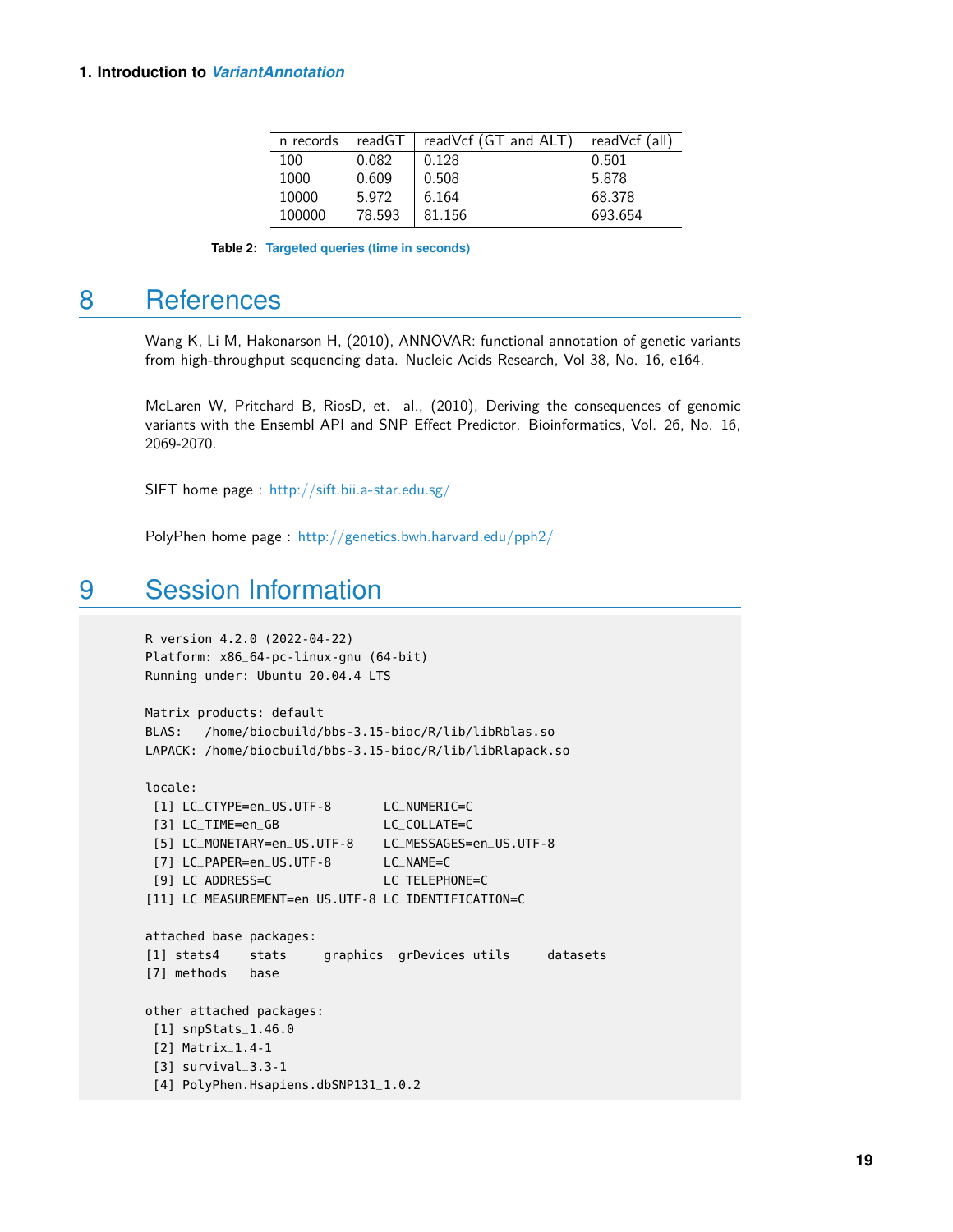| n records | readGT | readVcf (GT and ALT) | readVcf (all) |
|---|---|---|---|
| 100 | 0.082 | 0.128 | 0.501 |
| 1000 | 0.609 | 0.508 | 5.878 |
| 10000 | 5.972 | 6.164 | 68.378 |
| 100000 | 78.593 | 81.156 | 693.654 |

**Table 2: Targeted queries (time in seconds)**

# 8 References

Wang K, Li M, Hakonarson H, (2010), ANNOVAR: functional annotation of genetic variants from high-throughput sequencing data. Nucleic Acids Research, Vol 38, No. 16, e164.

McLaren W, Pritchard B, RiosD, et. al., (2010), Deriving the consequences of genomic variants with the Ensembl API and SNP Effect Predictor. Bioinformatics, Vol. 26, No. 16, 2069-2070.

SIFT home page : http://sift.bii.a-star.edu.sg/

PolyPhen home page : http://genetics.bwh.harvard.edu/pph2/

# 9 Session Information

```
R version 4.2.0 (2022-04-22)
Platform: x86_64-pc-linux-gnu (64-bit)
Running under: Ubuntu 20.04.4 LTS

Matrix products: default
BLAS:   /home/biocbuild/bbs-3.15-bioc/R/lib/libRblas.so
LAPACK: /home/biocbuild/bbs-3.15-bioc/R/lib/libRlapack.so

locale:
 [1] LC_CTYPE=en_US.UTF-8       LC_NUMERIC=C
 [3] LC_TIME=en_GB              LC_COLLATE=C
 [5] LC_MONETARY=en_US.UTF-8    LC_MESSAGES=en_US.UTF-8
 [7] LC_PAPER=en_US.UTF-8       LC_NAME=C
 [9] LC_ADDRESS=C               LC_TELEPHONE=C
[11] LC_MEASUREMENT=en_US.UTF-8 LC_IDENTIFICATION=C

attached base packages:
[1] stats4    stats     graphics  grDevices utils     datasets
[7] methods   base

other attached packages:
 [1] snpStats_1.46.0
 [2] Matrix_1.4-1
 [3] survival_3.3-1
 [4] PolyPhen.Hsapiens.dbSNP131_1.0.2
```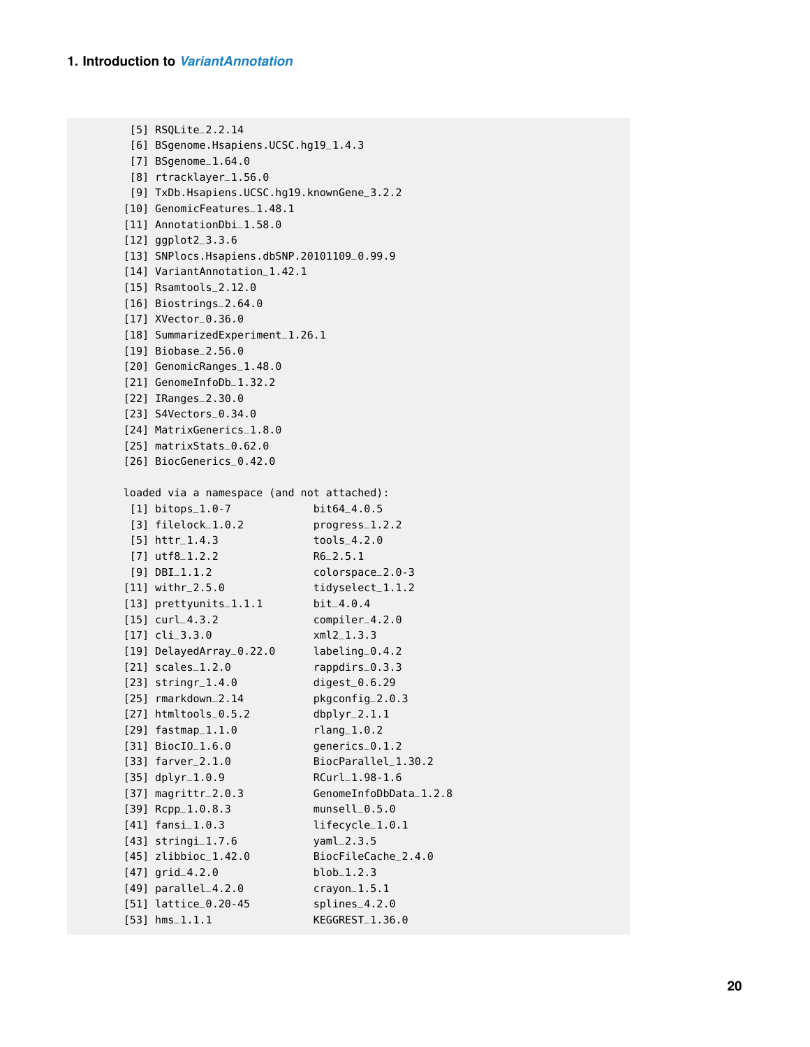```
 [5] RSQLite_2.2.14
 [6] BSgenome.Hsapiens.UCSC.hg19_1.4.3
 [7] BSgenome_1.64.0
 [8] rtracklayer_1.56.0
 [9] TxDb.Hsapiens.UCSC.hg19.knownGene_3.2.2
[10] GenomicFeatures_1.48.1
[11] AnnotationDbi_1.58.0
[12] ggplot2_3.3.6
[13] SNPlocs.Hsapiens.dbSNP.20101109_0.99.9
[14] VariantAnnotation_1.42.1
[15] Rsamtools_2.12.0
[16] Biostrings_2.64.0
[17] XVector_0.36.0
[18] SummarizedExperiment_1.26.1
[19] Biobase_2.56.0
[20] GenomicRanges_1.48.0
[21] GenomeInfoDb_1.32.2
[22] IRanges_2.30.0
[23] S4Vectors_0.34.0
[24] MatrixGenerics_1.8.0
[25] matrixStats_0.62.0
[26] BiocGenerics_0.42.0

loaded via a namespace (and not attached):
 [1] bitops_1.0-7             bit64_4.0.5
 [3] filelock_1.0.2           progress_1.2.2
 [5] httr_1.4.3               tools_4.2.0
 [7] utf8_1.2.2               R6_2.5.1
 [9] DBI_1.1.2                colorspace_2.0-3
[11] withr_2.5.0              tidyselect_1.1.2
[13] prettyunits_1.1.1        bit_4.0.4
[15] curl_4.3.2               compiler_4.2.0
[17] cli_3.3.0                xml2_1.3.3
[19] DelayedArray_0.22.0      labeling_0.4.2
[21] scales_1.2.0             rappdirs_0.3.3
[23] stringr_1.4.0            digest_0.6.29
[25] rmarkdown_2.14           pkgconfig_2.0.3
[27] htmltools_0.5.2          dbplyr_2.1.1
[29] fastmap_1.1.0            rlang_1.0.2
[31] BiocIO_1.6.0             generics_0.1.2
[33] farver_2.1.0             BiocParallel_1.30.2
[35] dplyr_1.0.9              RCurl_1.98-1.6
[37] magrittr_2.0.3           GenomeInfoDbData_1.2.8
[39] Rcpp_1.0.8.3             munsell_0.5.0
[41] fansi_1.0.3              lifecycle_1.0.1
[43] stringi_1.7.6            yaml_2.3.5
[45] zlibbioc_1.42.0          BiocFileCache_2.4.0
[47] grid_4.2.0               blob_1.2.3
[49] parallel_4.2.0           crayon_1.5.1
[51] lattice_0.20-45          splines_4.2.0
[53] hms_1.1.1                KEGGREST_1.36.0
```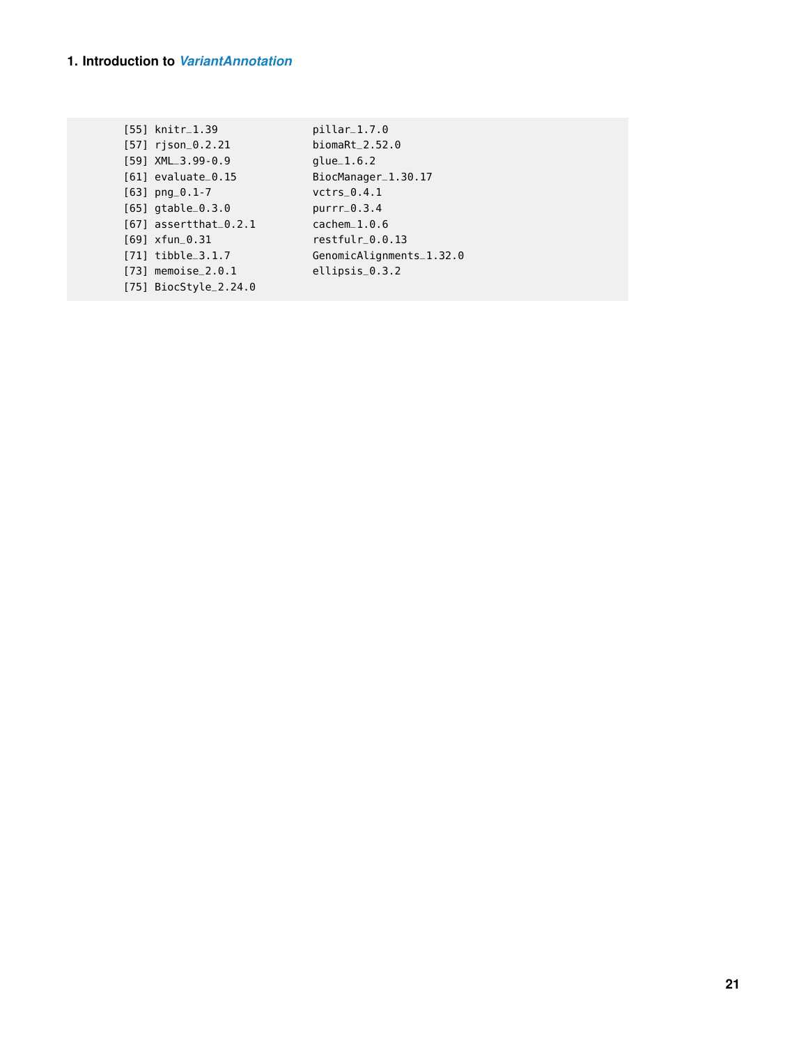```
[55] knitr_1.39              pillar_1.7.0
[57] rjson_0.2.21            biomaRt_2.52.0
[59] XML_3.99-0.9            glue_1.6.2
[61] evaluate_0.15           BiocManager_1.30.17
[63] png_0.1-7               vctrs_0.4.1
[65] gtable_0.3.0            purrr_0.3.4
[67] assertthat_0.2.1        cachem_1.0.6
[69] xfun_0.31               restfulr_0.0.13
[71] tibble_3.1.7            GenomicAlignments_1.32.0
[73] memoise_2.0.1           ellipsis_0.3.2
[75] BiocStyle_2.24.0
```